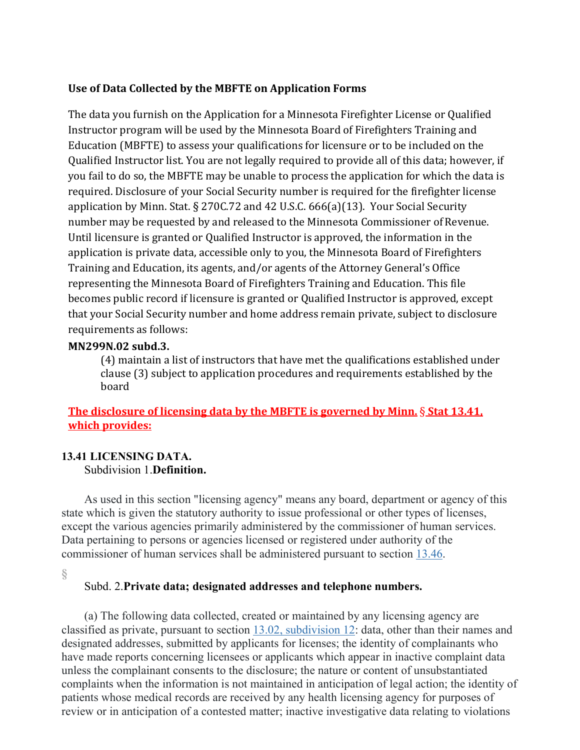**Use of Data Collected by the MBFTE on Application Forms**

The data you furnish on the Application for a Minnesota Firefighter License or Qualified Instructor program will be used by the Minnesota Board of Firefighters Training and Education (MBFTE) to assess your qualifications for licensure or to be included on the Qualified Instructor list. You are not legally required to provide all of this data; however, if you fail to do so, the MBFTE may be unable to process the application for which the data is required. Disclosure of your Social Security number is required for the firefighter license application by Minn. Stat. § 270C.72 and 42 U.S.C. 666(a)(13). Your Social Security number may be requested by and released to the Minnesota Commissioner of Revenue. Until licensure is granted or Qualified Instructor is approved, the information in the application is private data, accessible only to you, the Minnesota Board of Firefighters Training and Education, its agents, and/or agents of the Attorney General's Office representing the Minnesota Board of Firefighters Training and Education. This file becomes public record if licensure is granted or Qualified Instructor is approved, except that your Social Security number and home address remain private, subject to disclosure requirements as follows:

**MN299N.02 subd.3.**

(4) maintain a list of instructors that have met the qualifications established under clause (3) subject to application procedures and requirements established by the board

**The disclosure of licensing data by the MBFTE is governed by Minn. § Stat 13.41, which provides:**

**13.41 LICENSING DATA.**

Subdivision 1.**Definition.**

As used in this section "licensing agency" means any board, department or agency of this state which is given the statutory authority to issue professional or other types of licenses, except the various agencies primarily administered by the commissioner of human services. Data pertaining to persons or agencies licensed or registered under authority of the commissioner of human services shall be administered pursuant to section 13.46.

§

Subd. 2.**Private data; designated addresses and telephone numbers.**

(a) The following data collected, created or maintained by any licensing agency are classified as private, pursuant to section 13.02, subdivision 12: data, other than their names and designated addresses, submitted by applicants for licenses; the identity of complainants who have made reports concerning licensees or applicants which appear in inactive complaint data unless the complainant consents to the disclosure; the nature or content of unsubstantiated complaints when the information is not maintained in anticipation of legal action; the identity of patients whose medical records are received by any health licensing agency for purposes of review or in anticipation of a contested matter; inactive investigative data relating to violations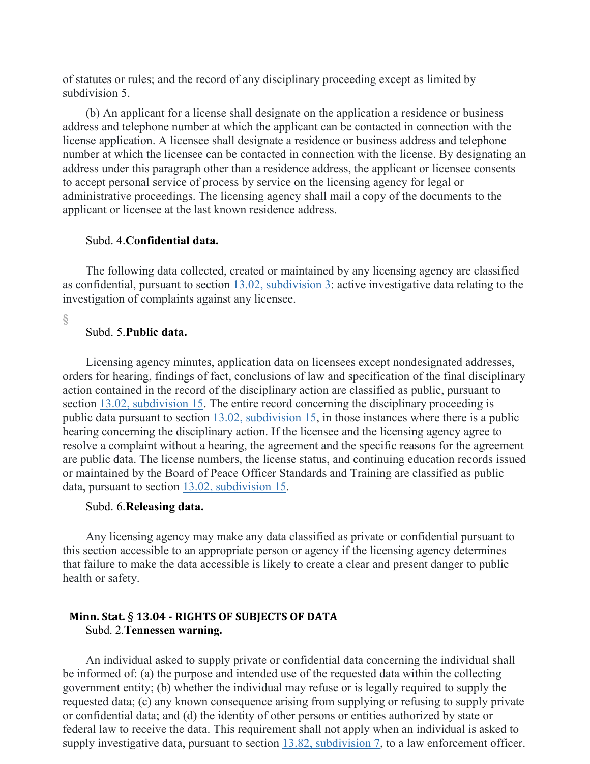of statutes or rules; and the record of any disciplinary proceeding except as limited by subdivision 5.

(b) An applicant for a license shall designate on the application a residence or business address and telephone number at which the applicant can be contacted in connection with the license application. A licensee shall designate a residence or business address and telephone number at which the licensee can be contacted in connection with the license. By designating an address under this paragraph other than a residence address, the applicant or licensee consents to accept personal service of process by service on the licensing agency for legal or administrative proceedings. The licensing agency shall mail a copy of the documents to the applicant or licensee at the last known residence address.

Subd. 4.**Confidential data.**

The following data collected, created or maintained by any licensing agency are classified as confidential, pursuant to section 13.02, subdivision 3: active investigative data relating to the investigation of complaints against any licensee.

§

Subd. 5.**Public data.**

Licensing agency minutes, application data on licensees except nondesignated addresses, orders for hearing, findings of fact, conclusions of law and specification of the final disciplinary action contained in the record of the disciplinary action are classified as public, pursuant to section 13.02, subdivision 15. The entire record concerning the disciplinary proceeding is public data pursuant to section 13.02, subdivision 15, in those instances where there is a public hearing concerning the disciplinary action. If the licensee and the licensing agency agree to resolve a complaint without a hearing, the agreement and the specific reasons for the agreement are public data. The license numbers, the license status, and continuing education records issued or maintained by the Board of Peace Officer Standards and Training are classified as public data, pursuant to section 13.02, subdivision 15.

Subd. 6.**Releasing data.**

Any licensing agency may make any data classified as private or confidential pursuant to this section accessible to an appropriate person or agency if the licensing agency determines that failure to make the data accessible is likely to create a clear and present danger to public health or safety.

## Minn. Stat. § 13.04 - RIGHTS OF SUBJECTS OF DATA

Subd. 2.**Tennessen warning.**

An individual asked to supply private or confidential data concerning the individual shall be informed of: (a) the purpose and intended use of the requested data within the collecting government entity; (b) whether the individual may refuse or is legally required to supply the requested data; (c) any known consequence arising from supplying or refusing to supply private or confidential data; and (d) the identity of other persons or entities authorized by state or federal law to receive the data. This requirement shall not apply when an individual is asked to supply investigative data, pursuant to section 13.82, subdivision 7, to a law enforcement officer.